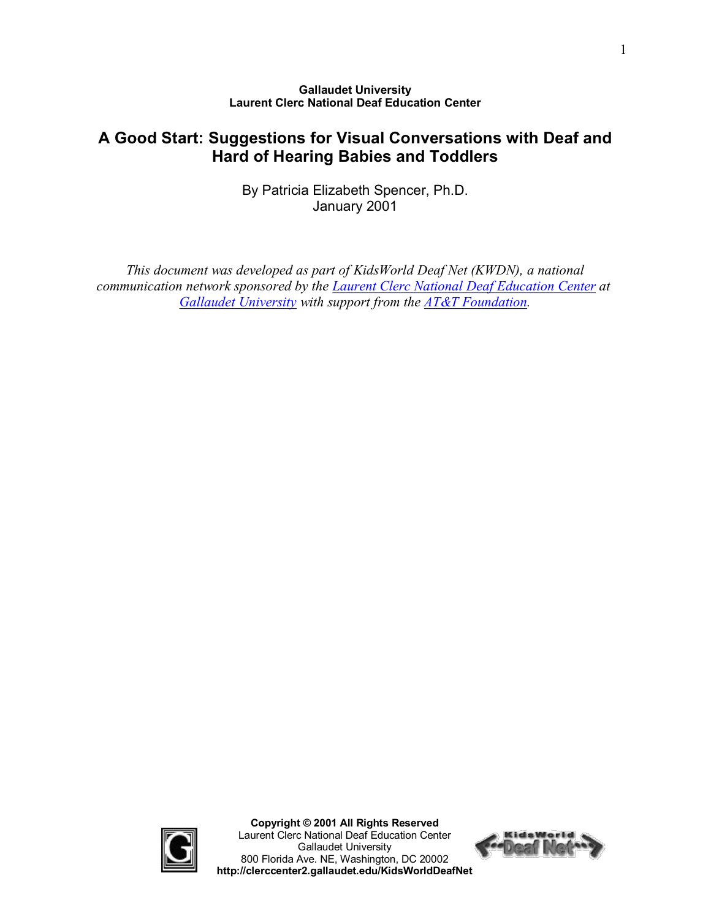**Gallaudet University**
**Laurent Clerc National Deaf Education Center**

# A Good Start: Suggestions for Visual Conversations with Deaf and Hard of Hearing Babies and Toddlers

By Patricia Elizabeth Spencer, Ph.D.
January 2001

*This document was developed as part of KidsWorld Deaf Net (KWDN), a national communication network sponsored by the [Laurent Clerc National Deaf Education Center]() at [Gallaudet University]() with support from the [AT&T Foundation]().*

**Copyright © 2001 All Rights Reserved**
Laurent Clerc National Deaf Education Center
Gallaudet University
800 Florida Ave. NE, Washington, DC 20002
**http://clerccenter2.gallaudet.edu/KidsWorldDeafNet**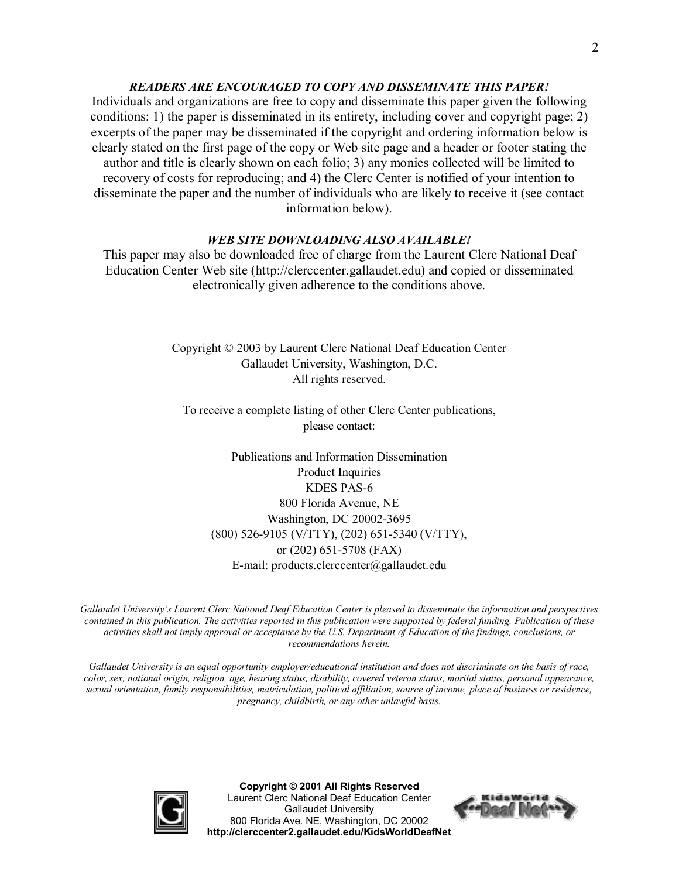***READERS ARE ENCOURAGED TO COPY AND DISSEMINATE THIS PAPER!***

Individuals and organizations are free to copy and disseminate this paper given the following conditions: 1) the paper is disseminated in its entirety, including cover and copyright page; 2) excerpts of the paper may be disseminated if the copyright and ordering information below is clearly stated on the first page of the copy or Web site page and a header or footer stating the author and title is clearly shown on each folio; 3) any monies collected will be limited to recovery of costs for reproducing; and 4) the Clerc Center is notified of your intention to disseminate the paper and the number of individuals who are likely to receive it (see contact information below).

***WEB SITE DOWNLOADING ALSO AVAILABLE!***

This paper may also be downloaded free of charge from the Laurent Clerc National Deaf Education Center Web site (http://clerccenter.gallaudet.edu) and copied or disseminated electronically given adherence to the conditions above.

Copyright © 2003 by Laurent Clerc National Deaf Education Center
Gallaudet University, Washington, D.C.
All rights reserved.

To receive a complete listing of other Clerc Center publications, please contact:

Publications and Information Dissemination
Product Inquiries
KDES PAS-6
800 Florida Avenue, NE
Washington, DC 20002-3695
(800) 526-9105 (V/TTY), (202) 651-5340 (V/TTY),
or (202) 651-5708 (FAX)
E-mail: products.clerccenter@gallaudet.edu

*Gallaudet University's Laurent Clerc National Deaf Education Center is pleased to disseminate the information and perspectives contained in this publication. The activities reported in this publication were supported by federal funding. Publication of these activities shall not imply approval or acceptance by the U.S. Department of Education of the findings, conclusions, or recommendations herein.*

*Gallaudet University is an equal opportunity employer/educational institution and does not discriminate on the basis of race, color, sex, national origin, religion, age, hearing status, disability, covered veteran status, marital status, personal appearance, sexual orientation, family responsibilities, matriculation, political affiliation, source of income, place of business or residence, pregnancy, childbirth, or any other unlawful basis.*

**Copyright © 2001 All Rights Reserved**
Laurent Clerc National Deaf Education Center
Gallaudet University
800 Florida Ave. NE, Washington, DC 20002
**http://clerccenter2.gallaudet.edu/KidsWorldDeafNet**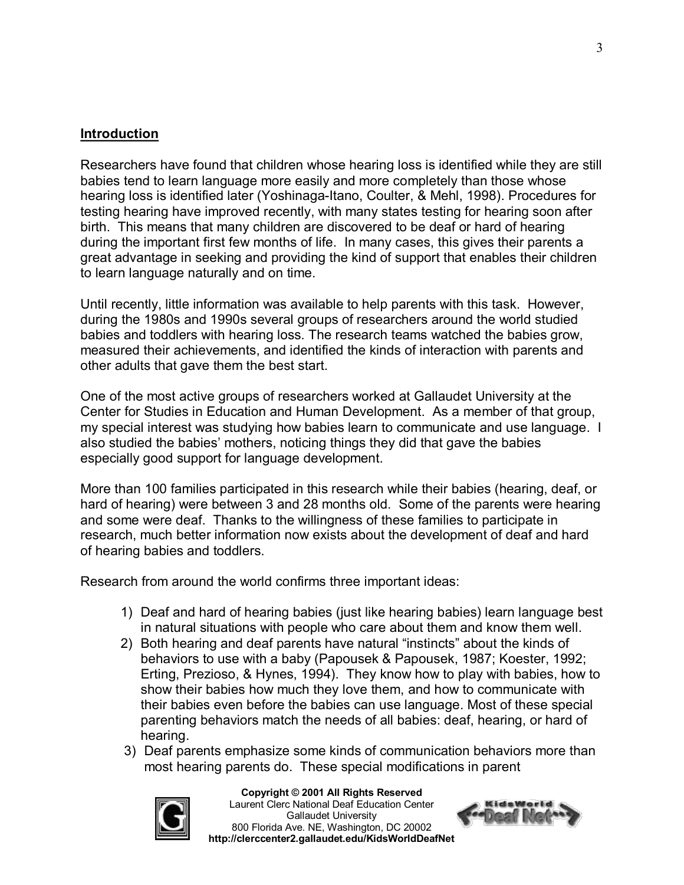## Introduction

Researchers have found that children whose hearing loss is identified while they are still babies tend to learn language more easily and more completely than those whose hearing loss is identified later (Yoshinaga-Itano, Coulter, & Mehl, 1998). Procedures for testing hearing have improved recently, with many states testing for hearing soon after birth. This means that many children are discovered to be deaf or hard of hearing during the important first few months of life. In many cases, this gives their parents a great advantage in seeking and providing the kind of support that enables their children to learn language naturally and on time.

Until recently, little information was available to help parents with this task. However, during the 1980s and 1990s several groups of researchers around the world studied babies and toddlers with hearing loss. The research teams watched the babies grow, measured their achievements, and identified the kinds of interaction with parents and other adults that gave them the best start.

One of the most active groups of researchers worked at Gallaudet University at the Center for Studies in Education and Human Development. As a member of that group, my special interest was studying how babies learn to communicate and use language. I also studied the babies' mothers, noticing things they did that gave the babies especially good support for language development.

More than 100 families participated in this research while their babies (hearing, deaf, or hard of hearing) were between 3 and 28 months old. Some of the parents were hearing and some were deaf. Thanks to the willingness of these families to participate in research, much better information now exists about the development of deaf and hard of hearing babies and toddlers.

Research from around the world confirms three important ideas:

1) Deaf and hard of hearing babies (just like hearing babies) learn language best in natural situations with people who care about them and know them well.
2) Both hearing and deaf parents have natural "instincts" about the kinds of behaviors to use with a baby (Papousek & Papousek, 1987; Koester, 1992; Erting, Prezioso, & Hynes, 1994). They know how to play with babies, how to show their babies how much they love them, and how to communicate with their babies even before the babies can use language. Most of these special parenting behaviors match the needs of all babies: deaf, hearing, or hard of hearing.
3) Deaf parents emphasize some kinds of communication behaviors more than most hearing parents do. These special modifications in parent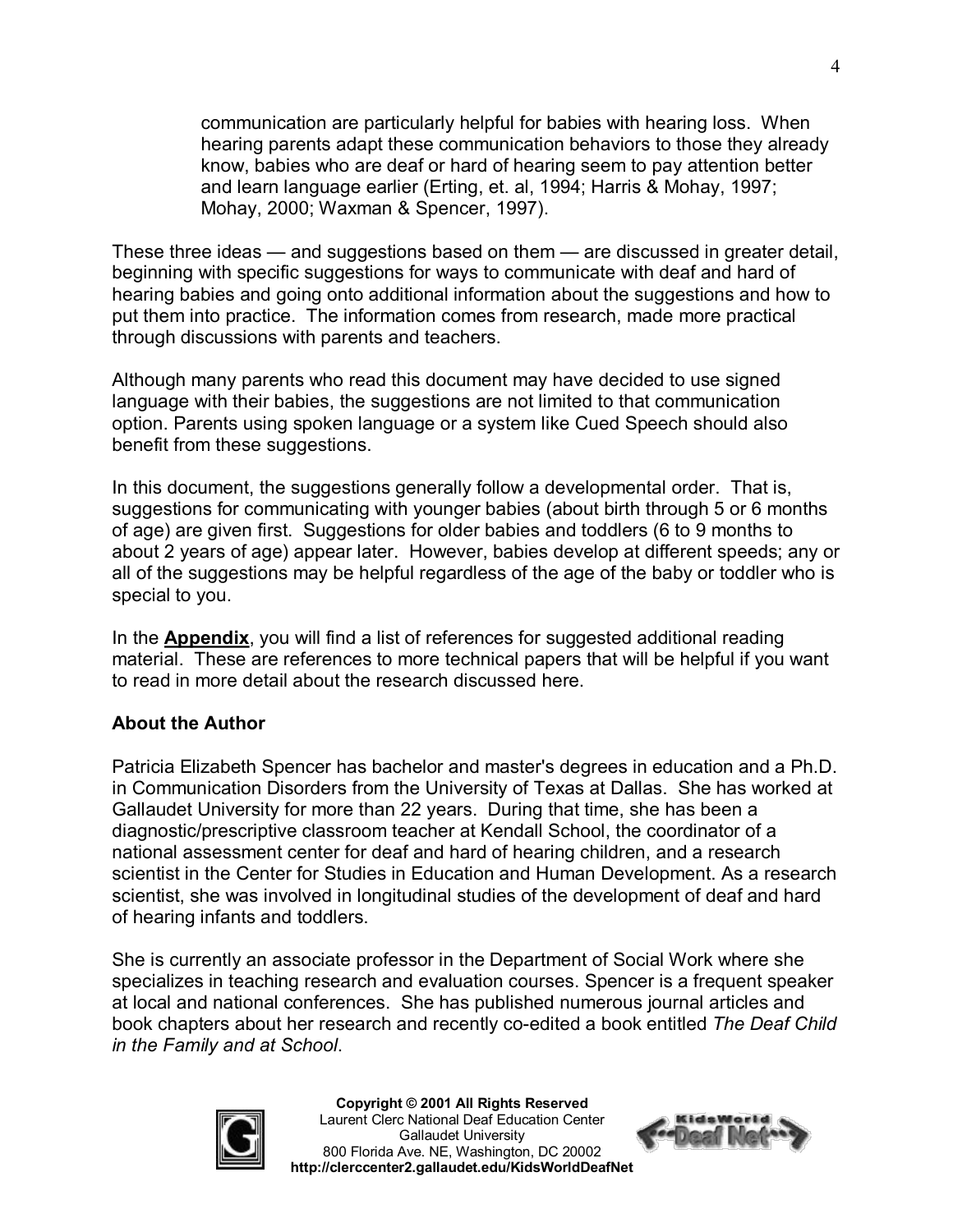communication are particularly helpful for babies with hearing loss. When hearing parents adapt these communication behaviors to those they already know, babies who are deaf or hard of hearing seem to pay attention better and learn language earlier (Erting, et. al, 1994; Harris & Mohay, 1997; Mohay, 2000; Waxman & Spencer, 1997).

These three ideas — and suggestions based on them — are discussed in greater detail, beginning with specific suggestions for ways to communicate with deaf and hard of hearing babies and going onto additional information about the suggestions and how to put them into practice. The information comes from research, made more practical through discussions with parents and teachers.

Although many parents who read this document may have decided to use signed language with their babies, the suggestions are not limited to that communication option. Parents using spoken language or a system like Cued Speech should also benefit from these suggestions.

In this document, the suggestions generally follow a developmental order. That is, suggestions for communicating with younger babies (about birth through 5 or 6 months of age) are given first. Suggestions for older babies and toddlers (6 to 9 months to about 2 years of age) appear later. However, babies develop at different speeds; any or all of the suggestions may be helpful regardless of the age of the baby or toddler who is special to you.

In the **Appendix**, you will find a list of references for suggested additional reading material. These are references to more technical papers that will be helpful if you want to read in more detail about the research discussed here.

**About the Author**

Patricia Elizabeth Spencer has bachelor and master's degrees in education and a Ph.D. in Communication Disorders from the University of Texas at Dallas. She has worked at Gallaudet University for more than 22 years. During that time, she has been a diagnostic/prescriptive classroom teacher at Kendall School, the coordinator of a national assessment center for deaf and hard of hearing children, and a research scientist in the Center for Studies in Education and Human Development. As a research scientist, she was involved in longitudinal studies of the development of deaf and hard of hearing infants and toddlers.

She is currently an associate professor in the Department of Social Work where she specializes in teaching research and evaluation courses. Spencer is a frequent speaker at local and national conferences. She has published numerous journal articles and book chapters about her research and recently co-edited a book entitled *The Deaf Child in the Family and at School*.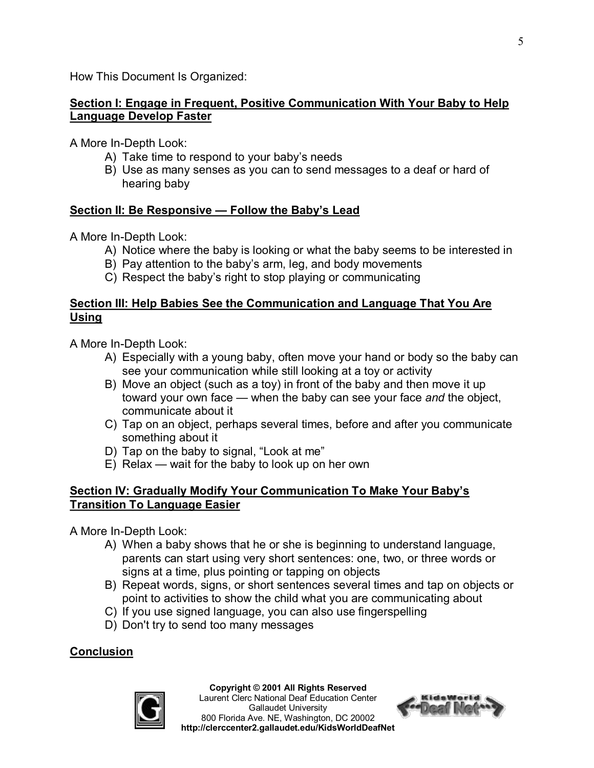How This Document Is Organized:

## Section I: Engage in Frequent, Positive Communication With Your Baby to Help Language Develop Faster

A More In-Depth Look:

A) Take time to respond to your baby's needs
B) Use as many senses as you can to send messages to a deaf or hard of hearing baby

## Section II: Be Responsive — Follow the Baby's Lead

A More In-Depth Look:

A) Notice where the baby is looking or what the baby seems to be interested in
B) Pay attention to the baby's arm, leg, and body movements
C) Respect the baby's right to stop playing or communicating

## Section III: Help Babies See the Communication and Language That You Are Using

A More In-Depth Look:

A) Especially with a young baby, often move your hand or body so the baby can see your communication while still looking at a toy or activity
B) Move an object (such as a toy) in front of the baby and then move it up toward your own face — when the baby can see your face *and* the object, communicate about it
C) Tap on an object, perhaps several times, before and after you communicate something about it
D) Tap on the baby to signal, "Look at me"
E) Relax — wait for the baby to look up on her own

## Section IV: Gradually Modify Your Communication To Make Your Baby's Transition To Language Easier

A More In-Depth Look:

A) When a baby shows that he or she is beginning to understand language, parents can start using very short sentences: one, two, or three words or signs at a time, plus pointing or tapping on objects
B) Repeat words, signs, or short sentences several times and tap on objects or point to activities to show the child what you are communicating about
C) If you use signed language, you can also use fingerspelling
D) Don't try to send too many messages

## Conclusion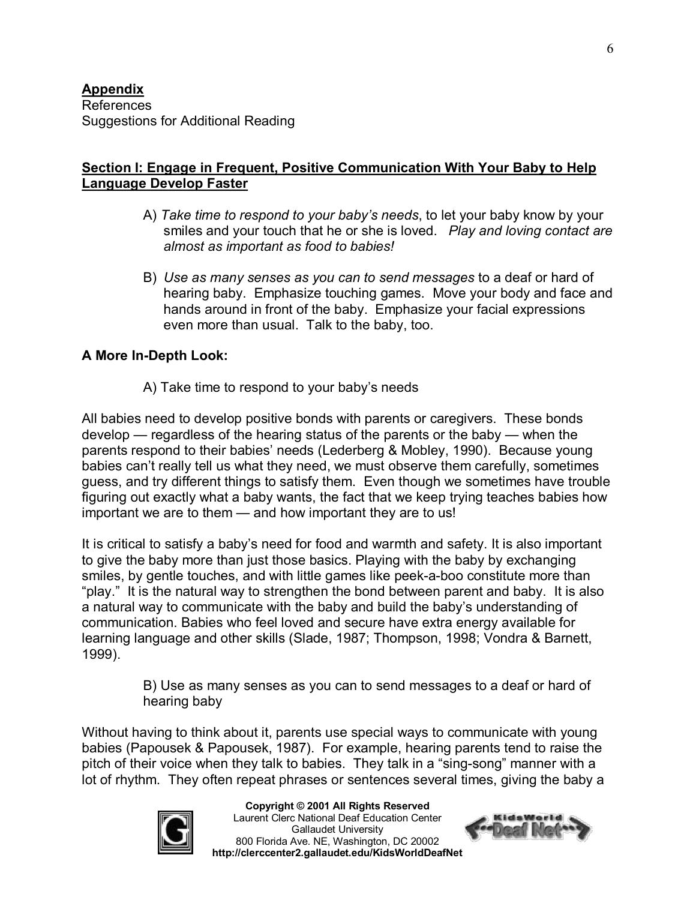**Appendix**
References
Suggestions for Additional Reading

## Section I: Engage in Frequent, Positive Communication With Your Baby to Help Language Develop Faster

A) *Take time to respond to your baby's needs*, to let your baby know by your smiles and your touch that he or she is loved. *Play and loving contact are almost as important as food to babies!*

B) *Use as many senses as you can to send messages* to a deaf or hard of hearing baby. Emphasize touching games. Move your body and face and hands around in front of the baby. Emphasize your facial expressions even more than usual. Talk to the baby, too.

### A More In-Depth Look:

A) Take time to respond to your baby's needs

All babies need to develop positive bonds with parents or caregivers. These bonds develop — regardless of the hearing status of the parents or the baby — when the parents respond to their babies' needs (Lederberg & Mobley, 1990). Because young babies can't really tell us what they need, we must observe them carefully, sometimes guess, and try different things to satisfy them. Even though we sometimes have trouble figuring out exactly what a baby wants, the fact that we keep trying teaches babies how important we are to them — and how important they are to us!

It is critical to satisfy a baby's need for food and warmth and safety. It is also important to give the baby more than just those basics. Playing with the baby by exchanging smiles, by gentle touches, and with little games like peek-a-boo constitute more than "play." It is the natural way to strengthen the bond between parent and baby. It is also a natural way to communicate with the baby and build the baby's understanding of communication. Babies who feel loved and secure have extra energy available for learning language and other skills (Slade, 1987; Thompson, 1998; Vondra & Barnett, 1999).

B) Use as many senses as you can to send messages to a deaf or hard of hearing baby

Without having to think about it, parents use special ways to communicate with young babies (Papousek & Papousek, 1987). For example, hearing parents tend to raise the pitch of their voice when they talk to babies. They talk in a "sing-song" manner with a lot of rhythm. They often repeat phrases or sentences several times, giving the baby a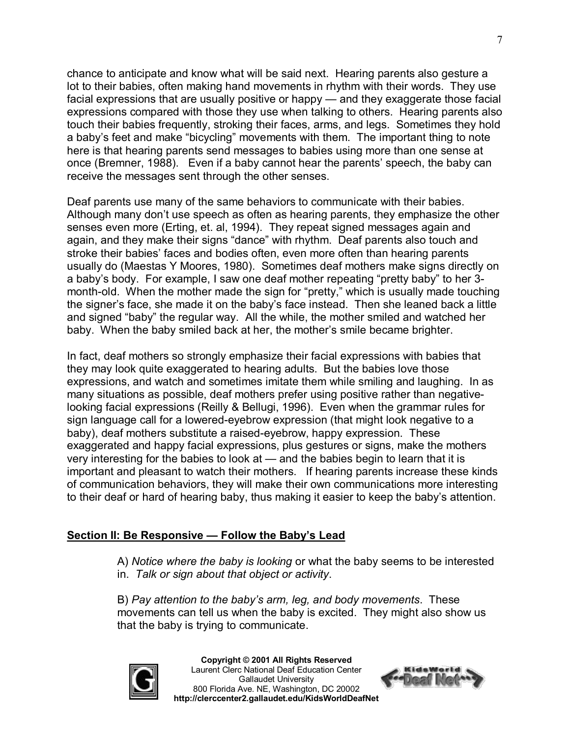chance to anticipate and know what will be said next. Hearing parents also gesture a lot to their babies, often making hand movements in rhythm with their words. They use facial expressions that are usually positive or happy — and they exaggerate those facial expressions compared with those they use when talking to others. Hearing parents also touch their babies frequently, stroking their faces, arms, and legs. Sometimes they hold a baby's feet and make "bicycling" movements with them. The important thing to note here is that hearing parents send messages to babies using more than one sense at once (Bremner, 1988). Even if a baby cannot hear the parents' speech, the baby can receive the messages sent through the other senses.

Deaf parents use many of the same behaviors to communicate with their babies. Although many don't use speech as often as hearing parents, they emphasize the other senses even more (Erting, et. al, 1994). They repeat signed messages again and again, and they make their signs "dance" with rhythm. Deaf parents also touch and stroke their babies' faces and bodies often, even more often than hearing parents usually do (Maestas Y Moores, 1980). Sometimes deaf mothers make signs directly on a baby's body. For example, I saw one deaf mother repeating "pretty baby" to her 3-month-old. When the mother made the sign for "pretty," which is usually made touching the signer's face, she made it on the baby's face instead. Then she leaned back a little and signed "baby" the regular way. All the while, the mother smiled and watched her baby. When the baby smiled back at her, the mother's smile became brighter.

In fact, deaf mothers so strongly emphasize their facial expressions with babies that they may look quite exaggerated to hearing adults. But the babies love those expressions, and watch and sometimes imitate them while smiling and laughing. In as many situations as possible, deaf mothers prefer using positive rather than negative-looking facial expressions (Reilly & Bellugi, 1996). Even when the grammar rules for sign language call for a lowered-eyebrow expression (that might look negative to a baby), deaf mothers substitute a raised-eyebrow, happy expression. These exaggerated and happy facial expressions, plus gestures or signs, make the mothers very interesting for the babies to look at — and the babies begin to learn that it is important and pleasant to watch their mothers. If hearing parents increase these kinds of communication behaviors, they will make their own communications more interesting to their deaf or hard of hearing baby, thus making it easier to keep the baby's attention.

## Section II: Be Responsive — Follow the Baby's Lead

A) *Notice where the baby is looking* or what the baby seems to be interested in. *Talk or sign about that object or activity*.

B) *Pay attention to the baby's arm, leg, and body movements*. These movements can tell us when the baby is excited. They might also show us that the baby is trying to communicate.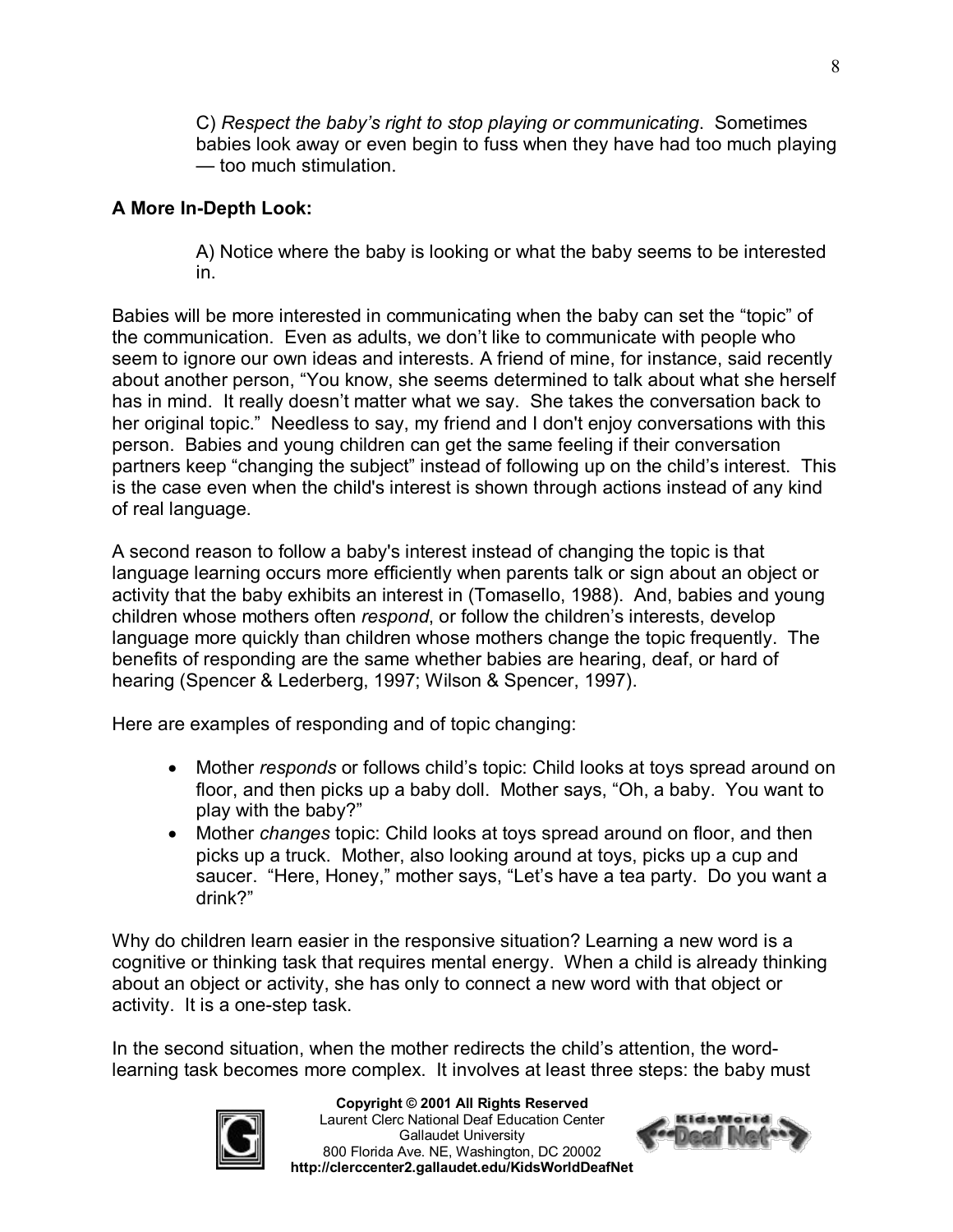C) *Respect the baby's right to stop playing or communicating*. Sometimes babies look away or even begin to fuss when they have had too much playing — too much stimulation.

**A More In-Depth Look:**

A) Notice where the baby is looking or what the baby seems to be interested in.

Babies will be more interested in communicating when the baby can set the "topic" of the communication. Even as adults, we don't like to communicate with people who seem to ignore our own ideas and interests. A friend of mine, for instance, said recently about another person, "You know, she seems determined to talk about what she herself has in mind. It really doesn't matter what we say. She takes the conversation back to her original topic." Needless to say, my friend and I don't enjoy conversations with this person. Babies and young children can get the same feeling if their conversation partners keep "changing the subject" instead of following up on the child's interest. This is the case even when the child's interest is shown through actions instead of any kind of real language.

A second reason to follow a baby's interest instead of changing the topic is that language learning occurs more efficiently when parents talk or sign about an object or activity that the baby exhibits an interest in (Tomasello, 1988). And, babies and young children whose mothers often *respond*, or follow the children's interests, develop language more quickly than children whose mothers change the topic frequently. The benefits of responding are the same whether babies are hearing, deaf, or hard of hearing (Spencer & Lederberg, 1997; Wilson & Spencer, 1997).

Here are examples of responding and of topic changing:

- Mother *responds* or follows child's topic: Child looks at toys spread around on floor, and then picks up a baby doll. Mother says, "Oh, a baby. You want to play with the baby?"
- Mother *changes* topic: Child looks at toys spread around on floor, and then picks up a truck. Mother, also looking around at toys, picks up a cup and saucer. "Here, Honey," mother says, "Let's have a tea party. Do you want a drink?"

Why do children learn easier in the responsive situation? Learning a new word is a cognitive or thinking task that requires mental energy. When a child is already thinking about an object or activity, she has only to connect a new word with that object or activity. It is a one-step task.

In the second situation, when the mother redirects the child's attention, the word-learning task becomes more complex. It involves at least three steps: the baby must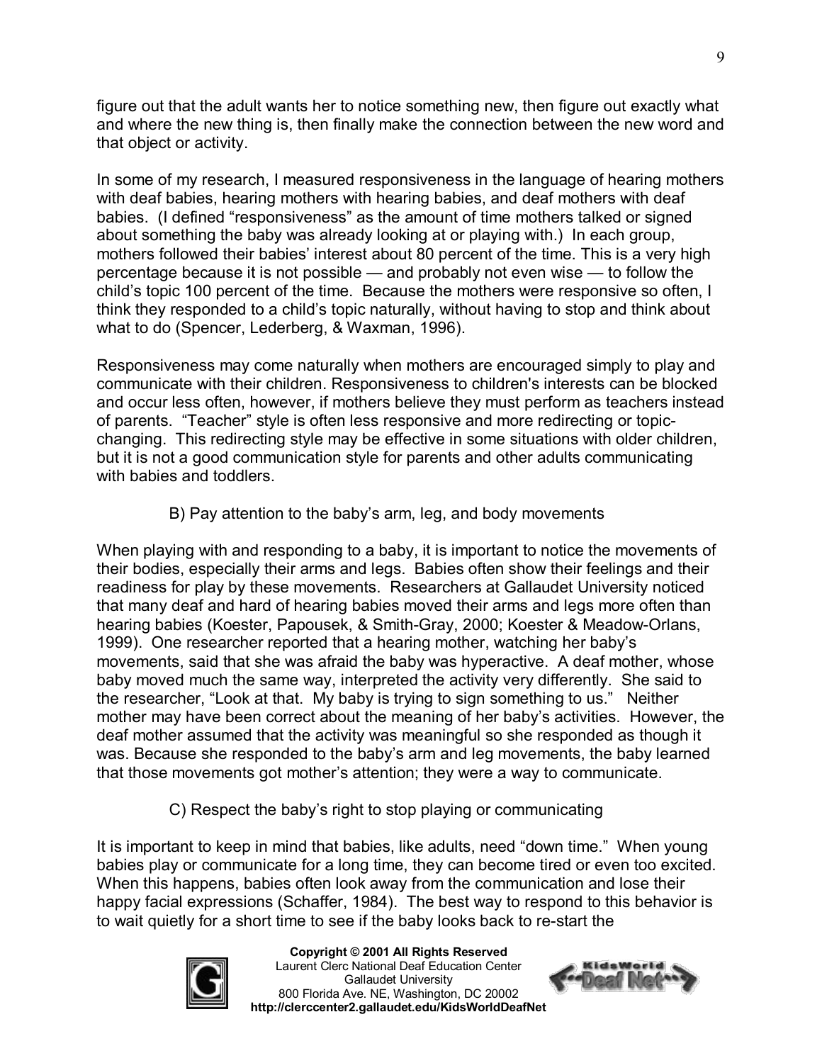figure out that the adult wants her to notice something new, then figure out exactly what and where the new thing is, then finally make the connection between the new word and that object or activity.

In some of my research, I measured responsiveness in the language of hearing mothers with deaf babies, hearing mothers with hearing babies, and deaf mothers with deaf babies. (I defined "responsiveness" as the amount of time mothers talked or signed about something the baby was already looking at or playing with.) In each group, mothers followed their babies' interest about 80 percent of the time. This is a very high percentage because it is not possible — and probably not even wise — to follow the child's topic 100 percent of the time. Because the mothers were responsive so often, I think they responded to a child's topic naturally, without having to stop and think about what to do (Spencer, Lederberg, & Waxman, 1996).

Responsiveness may come naturally when mothers are encouraged simply to play and communicate with their children. Responsiveness to children's interests can be blocked and occur less often, however, if mothers believe they must perform as teachers instead of parents. "Teacher" style is often less responsive and more redirecting or topic-changing. This redirecting style may be effective in some situations with older children, but it is not a good communication style for parents and other adults communicating with babies and toddlers.

### B) Pay attention to the baby's arm, leg, and body movements

When playing with and responding to a baby, it is important to notice the movements of their bodies, especially their arms and legs. Babies often show their feelings and their readiness for play by these movements. Researchers at Gallaudet University noticed that many deaf and hard of hearing babies moved their arms and legs more often than hearing babies (Koester, Papousek, & Smith-Gray, 2000; Koester & Meadow-Orlans, 1999). One researcher reported that a hearing mother, watching her baby's movements, said that she was afraid the baby was hyperactive. A deaf mother, whose baby moved much the same way, interpreted the activity very differently. She said to the researcher, "Look at that. My baby is trying to sign something to us." Neither mother may have been correct about the meaning of her baby's activities. However, the deaf mother assumed that the activity was meaningful so she responded as though it was. Because she responded to the baby's arm and leg movements, the baby learned that those movements got mother's attention; they were a way to communicate.

### C) Respect the baby's right to stop playing or communicating

It is important to keep in mind that babies, like adults, need "down time." When young babies play or communicate for a long time, they can become tired or even too excited. When this happens, babies often look away from the communication and lose their happy facial expressions (Schaffer, 1984). The best way to respond to this behavior is to wait quietly for a short time to see if the baby looks back to re-start the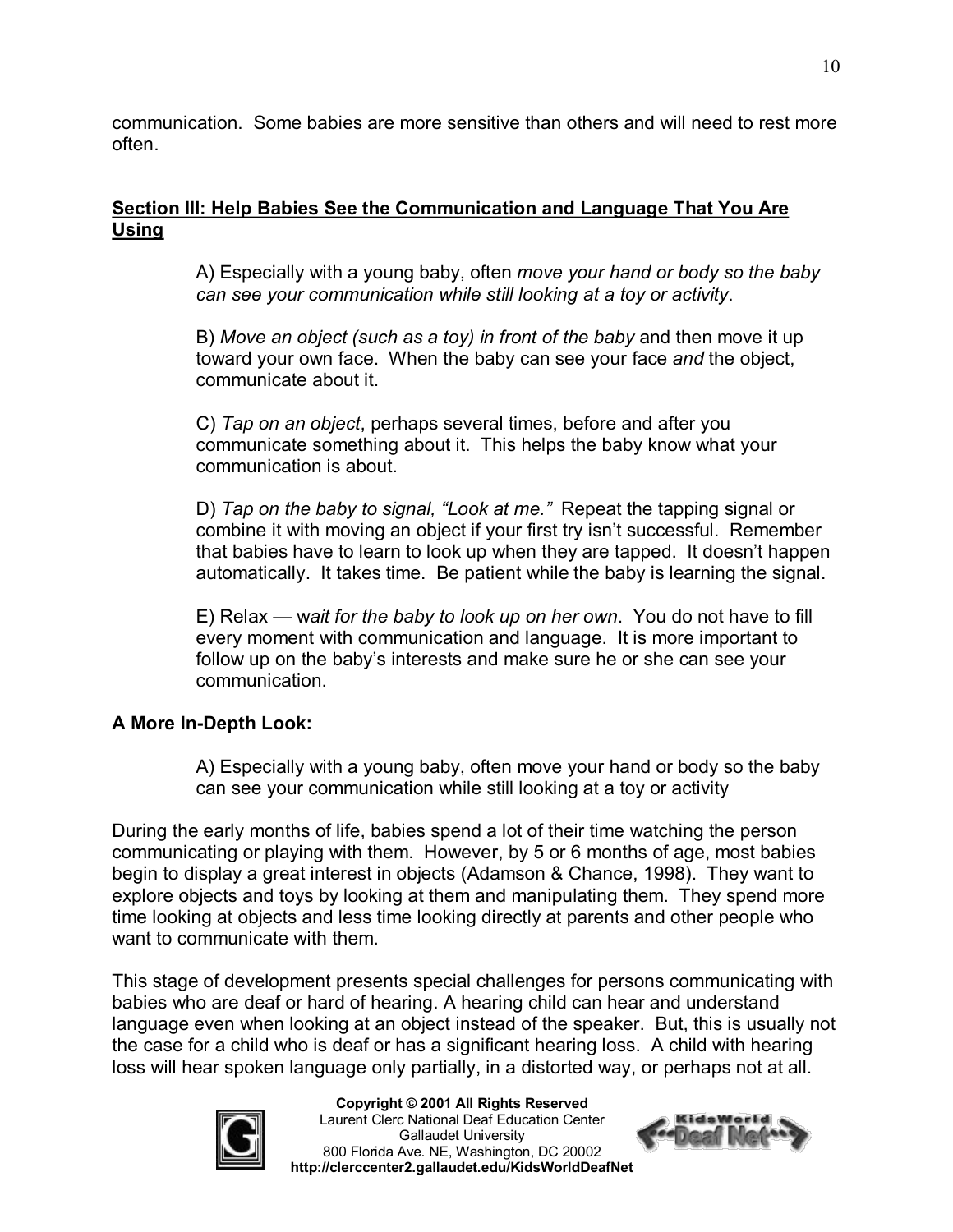communication. Some babies are more sensitive than others and will need to rest more often.

## Section III: Help Babies See the Communication and Language That You Are Using

A) Especially with a young baby, often *move your hand or body so the baby can see your communication while still looking at a toy or activity*.

B) *Move an object (such as a toy) in front of the baby* and then move it up toward your own face. When the baby can see your face *and* the object, communicate about it.

C) *Tap on an object*, perhaps several times, before and after you communicate something about it. This helps the baby know what your communication is about.

D) *Tap on the baby to signal, "Look at me."* Repeat the tapping signal or combine it with moving an object if your first try isn't successful. Remember that babies have to learn to look up when they are tapped. It doesn't happen automatically. It takes time. Be patient while the baby is learning the signal.

E) Relax — w*ait for the baby to look up on her own*. You do not have to fill every moment with communication and language. It is more important to follow up on the baby's interests and make sure he or she can see your communication.

### A More In-Depth Look:

A) Especially with a young baby, often move your hand or body so the baby can see your communication while still looking at a toy or activity

During the early months of life, babies spend a lot of their time watching the person communicating or playing with them. However, by 5 or 6 months of age, most babies begin to display a great interest in objects (Adamson & Chance, 1998). They want to explore objects and toys by looking at them and manipulating them. They spend more time looking at objects and less time looking directly at parents and other people who want to communicate with them.

This stage of development presents special challenges for persons communicating with babies who are deaf or hard of hearing. A hearing child can hear and understand language even when looking at an object instead of the speaker. But, this is usually not the case for a child who is deaf or has a significant hearing loss. A child with hearing loss will hear spoken language only partially, in a distorted way, or perhaps not at all.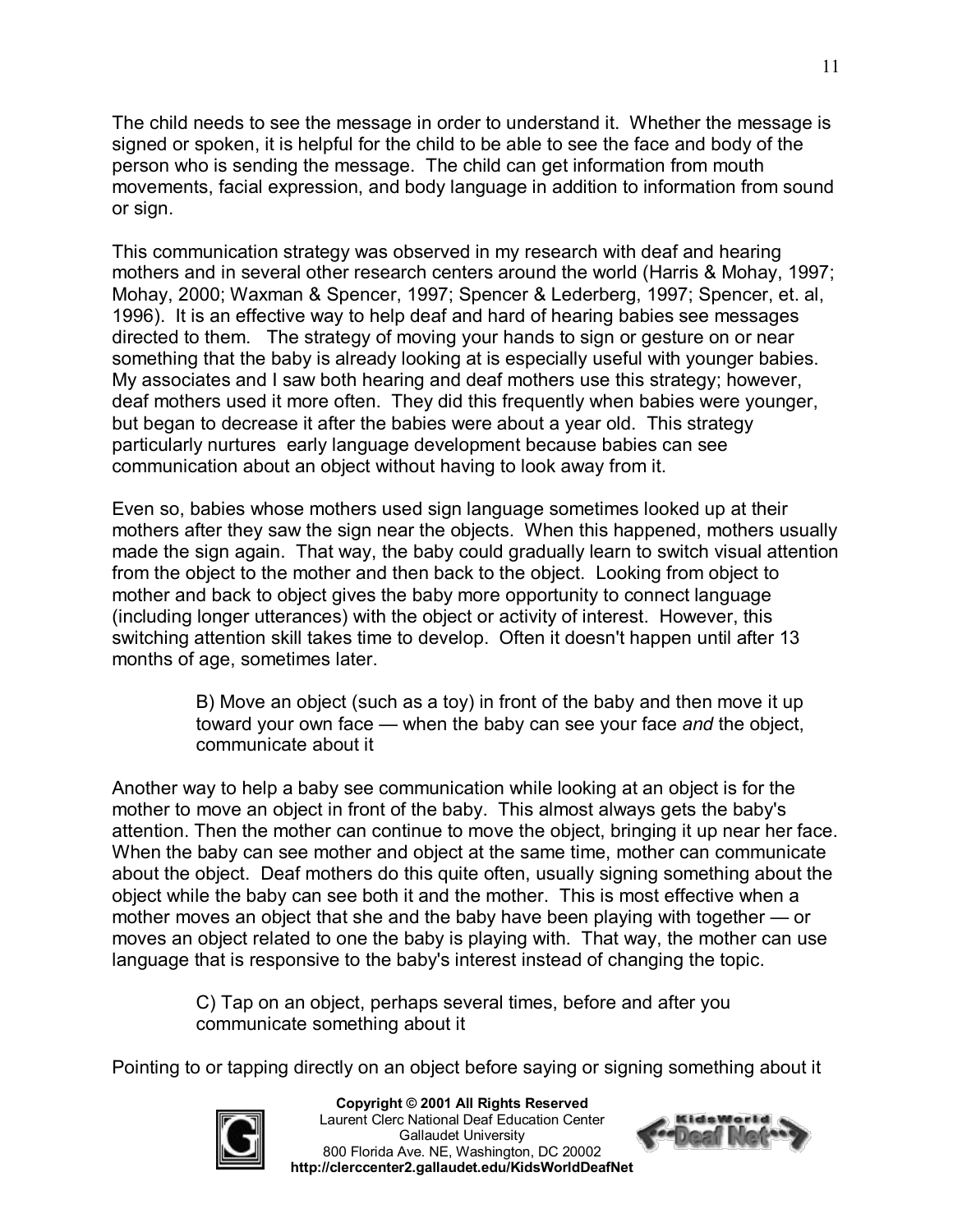The child needs to see the message in order to understand it. Whether the message is signed or spoken, it is helpful for the child to be able to see the face and body of the person who is sending the message. The child can get information from mouth movements, facial expression, and body language in addition to information from sound or sign.

This communication strategy was observed in my research with deaf and hearing mothers and in several other research centers around the world (Harris & Mohay, 1997; Mohay, 2000; Waxman & Spencer, 1997; Spencer & Lederberg, 1997; Spencer, et. al, 1996). It is an effective way to help deaf and hard of hearing babies see messages directed to them. The strategy of moving your hands to sign or gesture on or near something that the baby is already looking at is especially useful with younger babies. My associates and I saw both hearing and deaf mothers use this strategy; however, deaf mothers used it more often. They did this frequently when babies were younger, but began to decrease it after the babies were about a year old. This strategy particularly nurtures early language development because babies can see communication about an object without having to look away from it.

Even so, babies whose mothers used sign language sometimes looked up at their mothers after they saw the sign near the objects. When this happened, mothers usually made the sign again. That way, the baby could gradually learn to switch visual attention from the object to the mother and then back to the object. Looking from object to mother and back to object gives the baby more opportunity to connect language (including longer utterances) with the object or activity of interest. However, this switching attention skill takes time to develop. Often it doesn't happen until after 13 months of age, sometimes later.

> B) Move an object (such as a toy) in front of the baby and then move it up toward your own face — when the baby can see your face *and* the object, communicate about it

Another way to help a baby see communication while looking at an object is for the mother to move an object in front of the baby. This almost always gets the baby's attention. Then the mother can continue to move the object, bringing it up near her face. When the baby can see mother and object at the same time, mother can communicate about the object. Deaf mothers do this quite often, usually signing something about the object while the baby can see both it and the mother. This is most effective when a mother moves an object that she and the baby have been playing with together — or moves an object related to one the baby is playing with. That way, the mother can use language that is responsive to the baby's interest instead of changing the topic.

> C) Tap on an object, perhaps several times, before and after you communicate something about it

Pointing to or tapping directly on an object before saying or signing something about it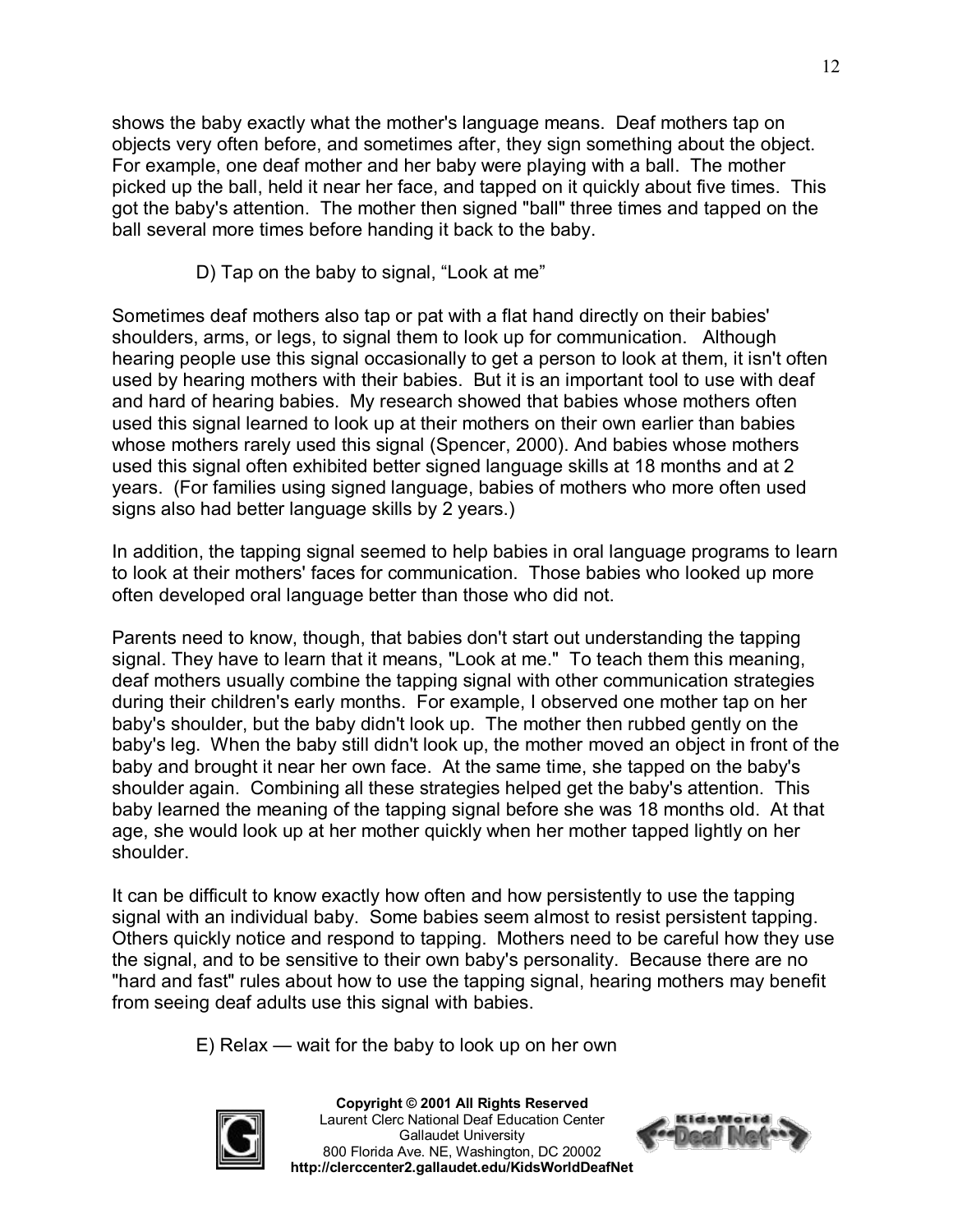shows the baby exactly what the mother's language means. Deaf mothers tap on objects very often before, and sometimes after, they sign something about the object. For example, one deaf mother and her baby were playing with a ball. The mother picked up the ball, held it near her face, and tapped on it quickly about five times. This got the baby's attention. The mother then signed "ball" three times and tapped on the ball several more times before handing it back to the baby.

D) Tap on the baby to signal, “Look at me”

Sometimes deaf mothers also tap or pat with a flat hand directly on their babies' shoulders, arms, or legs, to signal them to look up for communication. Although hearing people use this signal occasionally to get a person to look at them, it isn't often used by hearing mothers with their babies. But it is an important tool to use with deaf and hard of hearing babies. My research showed that babies whose mothers often used this signal learned to look up at their mothers on their own earlier than babies whose mothers rarely used this signal (Spencer, 2000). And babies whose mothers used this signal often exhibited better signed language skills at 18 months and at 2 years. (For families using signed language, babies of mothers who more often used signs also had better language skills by 2 years.)

In addition, the tapping signal seemed to help babies in oral language programs to learn to look at their mothers' faces for communication. Those babies who looked up more often developed oral language better than those who did not.

Parents need to know, though, that babies don't start out understanding the tapping signal. They have to learn that it means, "Look at me." To teach them this meaning, deaf mothers usually combine the tapping signal with other communication strategies during their children's early months. For example, I observed one mother tap on her baby's shoulder, but the baby didn't look up. The mother then rubbed gently on the baby's leg. When the baby still didn't look up, the mother moved an object in front of the baby and brought it near her own face. At the same time, she tapped on the baby's shoulder again. Combining all these strategies helped get the baby's attention. This baby learned the meaning of the tapping signal before she was 18 months old. At that age, she would look up at her mother quickly when her mother tapped lightly on her shoulder.

It can be difficult to know exactly how often and how persistently to use the tapping signal with an individual baby. Some babies seem almost to resist persistent tapping. Others quickly notice and respond to tapping. Mothers need to be careful how they use the signal, and to be sensitive to their own baby's personality. Because there are no "hard and fast" rules about how to use the tapping signal, hearing mothers may benefit from seeing deaf adults use this signal with babies.

E) Relax — wait for the baby to look up on her own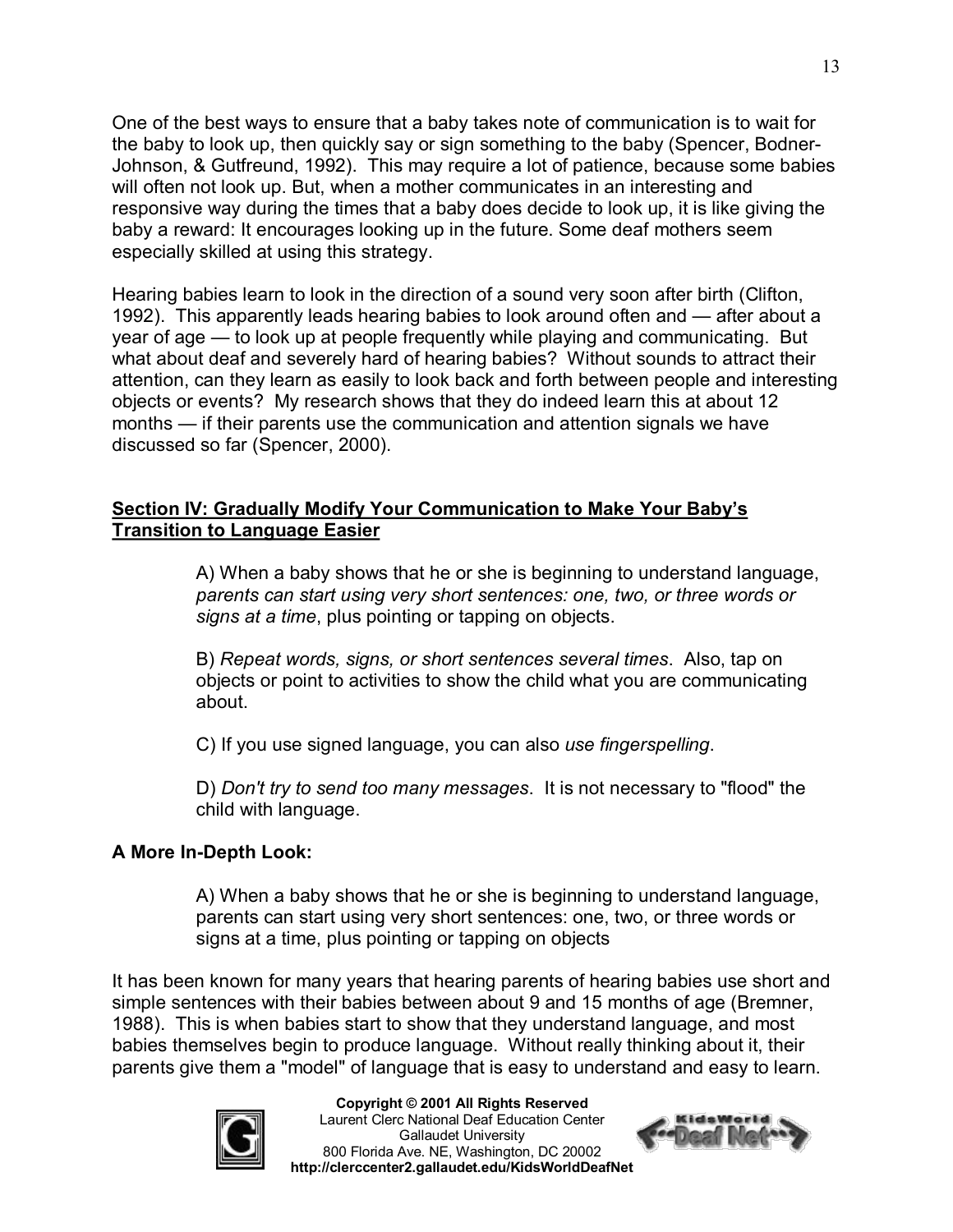One of the best ways to ensure that a baby takes note of communication is to wait for the baby to look up, then quickly say or sign something to the baby (Spencer, Bodner-Johnson, & Gutfreund, 1992). This may require a lot of patience, because some babies will often not look up. But, when a mother communicates in an interesting and responsive way during the times that a baby does decide to look up, it is like giving the baby a reward: It encourages looking up in the future. Some deaf mothers seem especially skilled at using this strategy.

Hearing babies learn to look in the direction of a sound very soon after birth (Clifton, 1992). This apparently leads hearing babies to look around often and — after about a year of age — to look up at people frequently while playing and communicating. But what about deaf and severely hard of hearing babies? Without sounds to attract their attention, can they learn as easily to look back and forth between people and interesting objects or events? My research shows that they do indeed learn this at about 12 months — if their parents use the communication and attention signals we have discussed so far (Spencer, 2000).

## **Section IV: Gradually Modify Your Communication to Make Your Baby's Transition to Language Easier**

> A) When a baby shows that he or she is beginning to understand language, *parents can start using very short sentences: one, two, or three words or signs at a time*, plus pointing or tapping on objects.
>
> B) *Repeat words, signs, or short sentences several times*. Also, tap on objects or point to activities to show the child what you are communicating about.
>
> C) If you use signed language, you can also *use fingerspelling*.
>
> D) *Don't try to send too many messages*. It is not necessary to "flood" the child with language.

### **A More In-Depth Look:**

> A) When a baby shows that he or she is beginning to understand language, parents can start using very short sentences: one, two, or three words or signs at a time, plus pointing or tapping on objects

It has been known for many years that hearing parents of hearing babies use short and simple sentences with their babies between about 9 and 15 months of age (Bremner, 1988). This is when babies start to show that they understand language, and most babies themselves begin to produce language. Without really thinking about it, their parents give them a "model" of language that is easy to understand and easy to learn.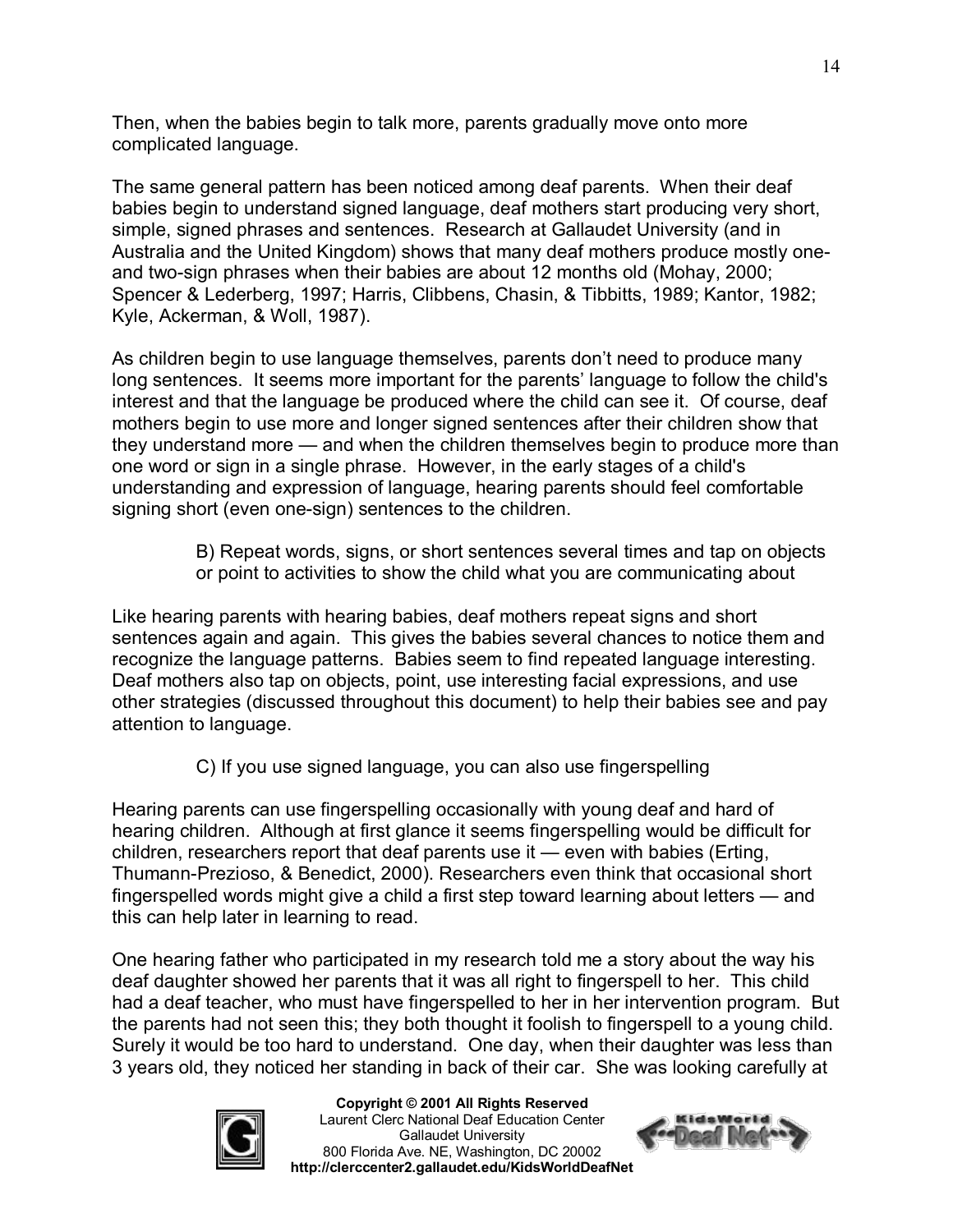Then, when the babies begin to talk more, parents gradually move onto more complicated language.

The same general pattern has been noticed among deaf parents. When their deaf babies begin to understand signed language, deaf mothers start producing very short, simple, signed phrases and sentences. Research at Gallaudet University (and in Australia and the United Kingdom) shows that many deaf mothers produce mostly one- and two-sign phrases when their babies are about 12 months old (Mohay, 2000; Spencer & Lederberg, 1997; Harris, Clibbens, Chasin, & Tibbitts, 1989; Kantor, 1982; Kyle, Ackerman, & Woll, 1987).

As children begin to use language themselves, parents don't need to produce many long sentences. It seems more important for the parents' language to follow the child's interest and that the language be produced where the child can see it. Of course, deaf mothers begin to use more and longer signed sentences after their children show that they understand more — and when the children themselves begin to produce more than one word or sign in a single phrase. However, in the early stages of a child's understanding and expression of language, hearing parents should feel comfortable signing short (even one-sign) sentences to the children.

B) Repeat words, signs, or short sentences several times and tap on objects or point to activities to show the child what you are communicating about

Like hearing parents with hearing babies, deaf mothers repeat signs and short sentences again and again. This gives the babies several chances to notice them and recognize the language patterns. Babies seem to find repeated language interesting. Deaf mothers also tap on objects, point, use interesting facial expressions, and use other strategies (discussed throughout this document) to help their babies see and pay attention to language.

C) If you use signed language, you can also use fingerspelling

Hearing parents can use fingerspelling occasionally with young deaf and hard of hearing children. Although at first glance it seems fingerspelling would be difficult for children, researchers report that deaf parents use it — even with babies (Erting, Thumann-Prezioso, & Benedict, 2000). Researchers even think that occasional short fingerspelled words might give a child a first step toward learning about letters — and this can help later in learning to read.

One hearing father who participated in my research told me a story about the way his deaf daughter showed her parents that it was all right to fingerspell to her. This child had a deaf teacher, who must have fingerspelled to her in her intervention program. But the parents had not seen this; they both thought it foolish to fingerspell to a young child. Surely it would be too hard to understand. One day, when their daughter was less than 3 years old, they noticed her standing in back of their car. She was looking carefully at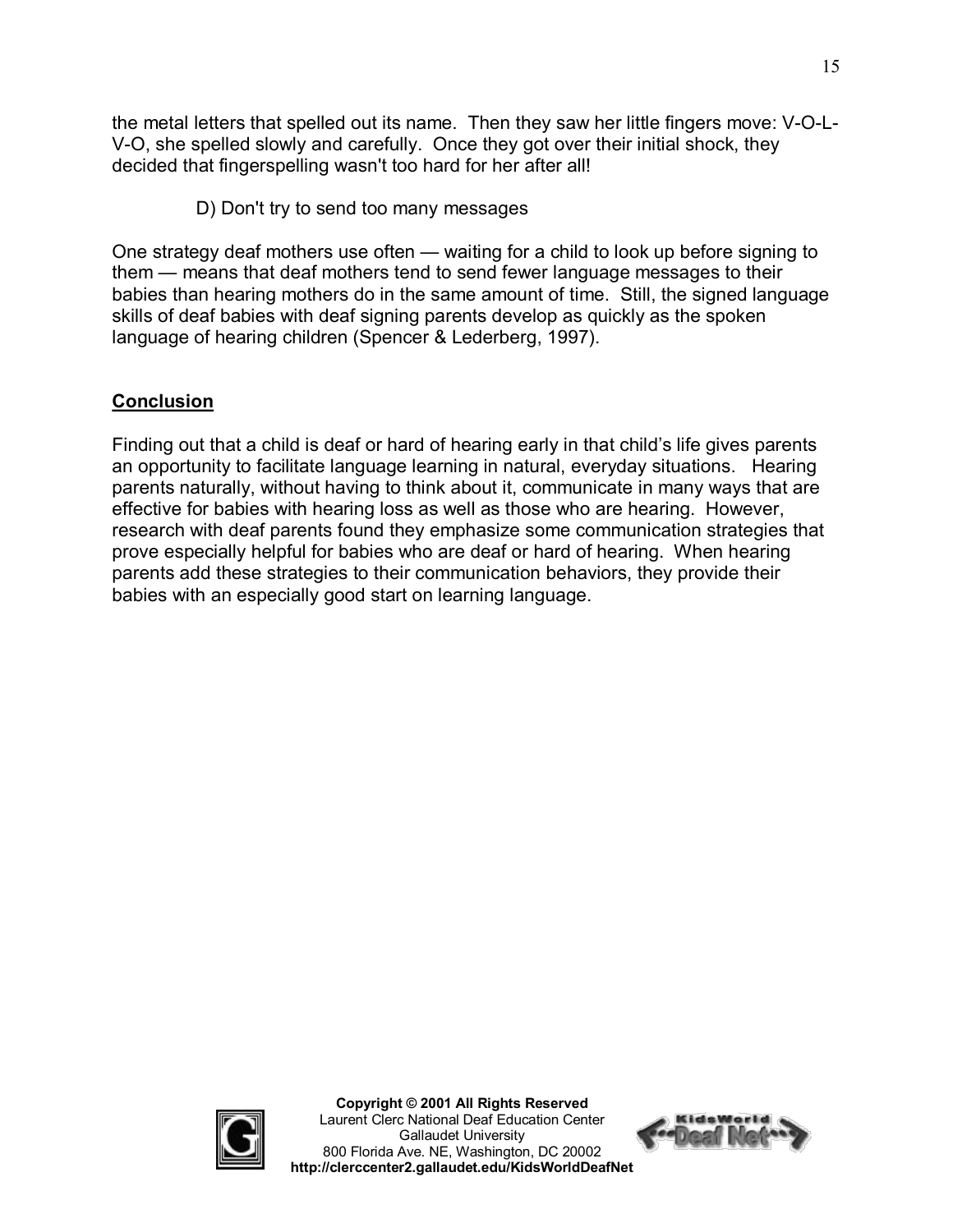the metal letters that spelled out its name. Then they saw her little fingers move: V-O-L-V-O, she spelled slowly and carefully. Once they got over their initial shock, they decided that fingerspelling wasn't too hard for her after all!

D) Don't try to send too many messages

One strategy deaf mothers use often — waiting for a child to look up before signing to them — means that deaf mothers tend to send fewer language messages to their babies than hearing mothers do in the same amount of time. Still, the signed language skills of deaf babies with deaf signing parents develop as quickly as the spoken language of hearing children (Spencer & Lederberg, 1997).

## Conclusion

Finding out that a child is deaf or hard of hearing early in that child's life gives parents an opportunity to facilitate language learning in natural, everyday situations. Hearing parents naturally, without having to think about it, communicate in many ways that are effective for babies with hearing loss as well as those who are hearing. However, research with deaf parents found they emphasize some communication strategies that prove especially helpful for babies who are deaf or hard of hearing. When hearing parents add these strategies to their communication behaviors, they provide their babies with an especially good start on learning language.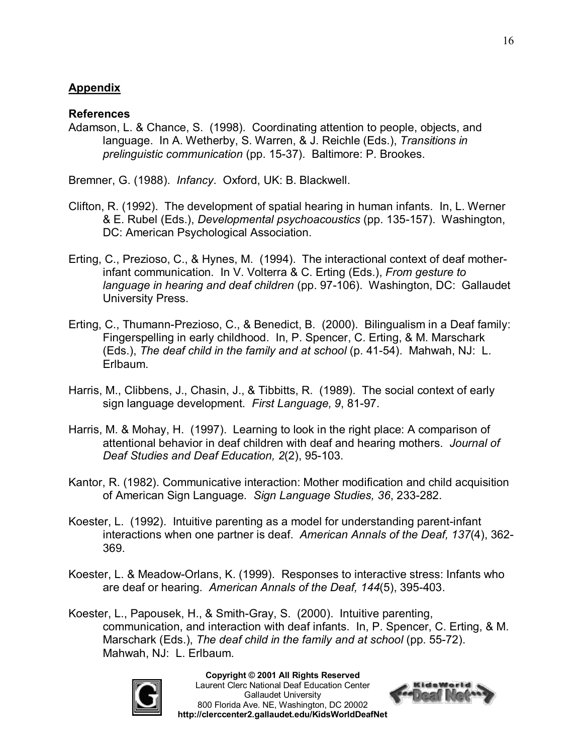## Appendix

### References

Adamson, L. & Chance, S. (1998). Coordinating attention to people, objects, and language. In A. Wetherby, S. Warren, & J. Reichle (Eds.), *Transitions in prelinguistic communication* (pp. 15-37). Baltimore: P. Brookes.

Bremner, G. (1988). *Infancy*. Oxford, UK: B. Blackwell.

Clifton, R. (1992). The development of spatial hearing in human infants. In, L. Werner & E. Rubel (Eds.), *Developmental psychoacoustics* (pp. 135-157). Washington, DC: American Psychological Association.

Erting, C., Prezioso, C., & Hynes, M. (1994). The interactional context of deaf mother-infant communication. In V. Volterra & C. Erting (Eds.), *From gesture to language in hearing and deaf children* (pp. 97-106). Washington, DC: Gallaudet University Press.

Erting, C., Thumann-Prezioso, C., & Benedict, B. (2000). Bilingualism in a Deaf family: Fingerspelling in early childhood. In, P. Spencer, C. Erting, & M. Marschark (Eds.), *The deaf child in the family and at school* (p. 41-54). Mahwah, NJ: L. Erlbaum.

Harris, M., Clibbens, J., Chasin, J., & Tibbitts, R. (1989). The social context of early sign language development. *First Language, 9*, 81-97.

Harris, M. & Mohay, H. (1997). Learning to look in the right place: A comparison of attentional behavior in deaf children with deaf and hearing mothers. *Journal of Deaf Studies and Deaf Education, 2*(2), 95-103.

Kantor, R. (1982). Communicative interaction: Mother modification and child acquisition of American Sign Language. *Sign Language Studies, 36*, 233-282.

Koester, L. (1992). Intuitive parenting as a model for understanding parent-infant interactions when one partner is deaf. *American Annals of the Deaf, 137*(4), 362-369.

Koester, L. & Meadow-Orlans, K. (1999). Responses to interactive stress: Infants who are deaf or hearing. *American Annals of the Deaf, 144*(5), 395-403.

Koester, L., Papousek, H., & Smith-Gray, S. (2000). Intuitive parenting, communication, and interaction with deaf infants. In, P. Spencer, C. Erting, & M. Marschark (Eds.), *The deaf child in the family and at school* (pp. 55-72). Mahwah, NJ: L. Erlbaum.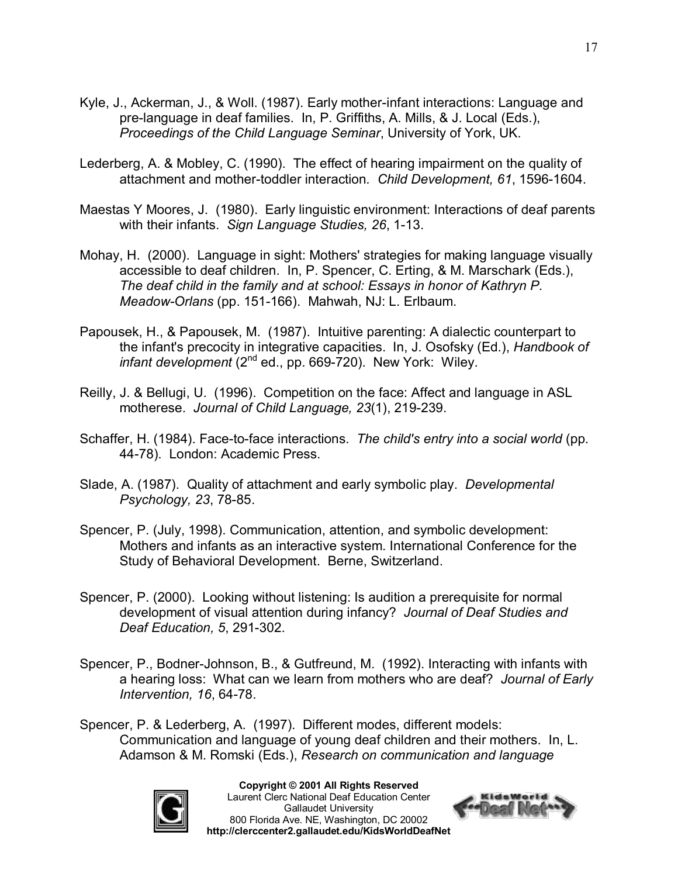Kyle, J., Ackerman, J., & Woll. (1987). Early mother-infant interactions: Language and pre-language in deaf families. In, P. Griffiths, A. Mills, & J. Local (Eds.), *Proceedings of the Child Language Seminar*, University of York, UK.

Lederberg, A. & Mobley, C. (1990). The effect of hearing impairment on the quality of attachment and mother-toddler interaction. *Child Development, 61*, 1596-1604.

Maestas Y Moores, J. (1980). Early linguistic environment: Interactions of deaf parents with their infants. *Sign Language Studies, 26*, 1-13.

Mohay, H. (2000). Language in sight: Mothers' strategies for making language visually accessible to deaf children. In, P. Spencer, C. Erting, & M. Marschark (Eds.), *The deaf child in the family and at school: Essays in honor of Kathryn P. Meadow-Orlans* (pp. 151-166). Mahwah, NJ: L. Erlbaum.

Papousek, H., & Papousek, M. (1987). Intuitive parenting: A dialectic counterpart to the infant's precocity in integrative capacities. In, J. Osofsky (Ed.), *Handbook of infant development* (2nd ed., pp. 669-720). New York: Wiley.

Reilly, J. & Bellugi, U. (1996). Competition on the face: Affect and language in ASL motherese. *Journal of Child Language, 23*(1), 219-239.

Schaffer, H. (1984). Face-to-face interactions. *The child's entry into a social world* (pp. 44-78). London: Academic Press.

Slade, A. (1987). Quality of attachment and early symbolic play. *Developmental Psychology, 23*, 78-85.

Spencer, P. (July, 1998). Communication, attention, and symbolic development: Mothers and infants as an interactive system. International Conference for the Study of Behavioral Development. Berne, Switzerland.

Spencer, P. (2000). Looking without listening: Is audition a prerequisite for normal development of visual attention during infancy? *Journal of Deaf Studies and Deaf Education, 5*, 291-302.

Spencer, P., Bodner-Johnson, B., & Gutfreund, M. (1992). Interacting with infants with a hearing loss: What can we learn from mothers who are deaf? *Journal of Early Intervention, 16*, 64-78.

Spencer, P. & Lederberg, A. (1997). Different modes, different models: Communication and language of young deaf children and their mothers. In, L. Adamson & M. Romski (Eds.), *Research on communication and language*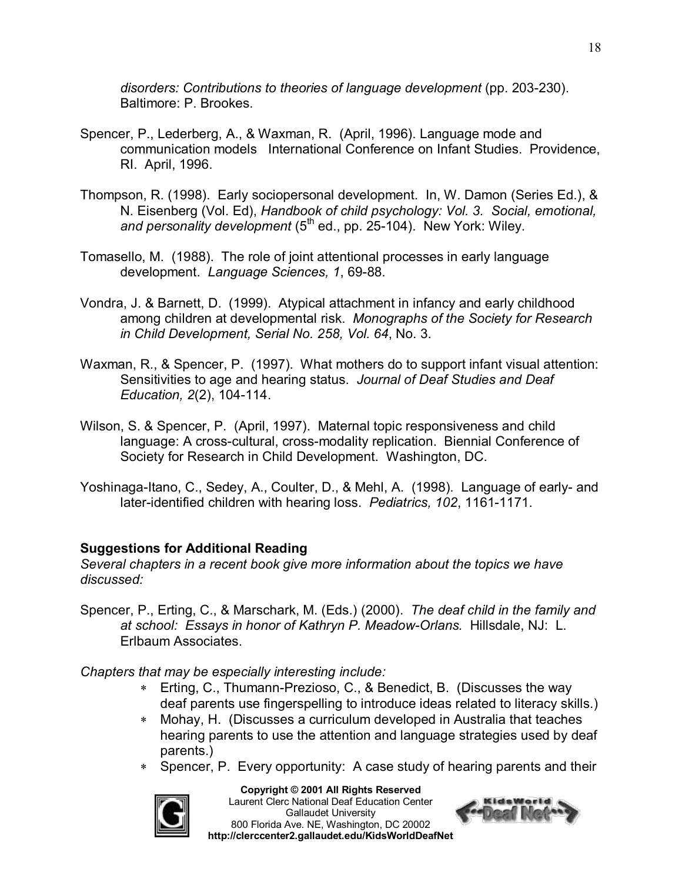*disorders: Contributions to theories of language development* (pp. 203-230). Baltimore: P. Brookes.

Spencer, P., Lederberg, A., & Waxman, R. (April, 1996). Language mode and communication models International Conference on Infant Studies. Providence, RI. April, 1996.

Thompson, R. (1998). Early sociopersonal development. In, W. Damon (Series Ed.), & N. Eisenberg (Vol. Ed), *Handbook of child psychology: Vol. 3. Social, emotional, and personality development* (5th ed., pp. 25-104). New York: Wiley.

Tomasello, M. (1988). The role of joint attentional processes in early language development. *Language Sciences, 1*, 69-88.

Vondra, J. & Barnett, D. (1999). Atypical attachment in infancy and early childhood among children at developmental risk. *Monographs of the Society for Research in Child Development, Serial No. 258, Vol. 64*, No. 3.

Waxman, R., & Spencer, P. (1997). What mothers do to support infant visual attention: Sensitivities to age and hearing status. *Journal of Deaf Studies and Deaf Education, 2*(2), 104-114.

Wilson, S. & Spencer, P. (April, 1997). Maternal topic responsiveness and child language: A cross-cultural, cross-modality replication. Biennial Conference of Society for Research in Child Development. Washington, DC.

Yoshinaga-Itano, C., Sedey, A., Coulter, D., & Mehl, A. (1998). Language of early- and later-identified children with hearing loss. *Pediatrics, 102*, 1161-1171.

**Suggestions for Additional Reading**

*Several chapters in a recent book give more information about the topics we have discussed:*

Spencer, P., Erting, C., & Marschark, M. (Eds.) (2000). *The deaf child in the family and at school: Essays in honor of Kathryn P. Meadow-Orlans.* Hillsdale, NJ: L. Erlbaum Associates.

*Chapters that may be especially interesting include:*

- Erting, C., Thumann-Prezioso, C., & Benedict, B. (Discusses the way deaf parents use fingerspelling to introduce ideas related to literacy skills.)
- Mohay, H. (Discusses a curriculum developed in Australia that teaches hearing parents to use the attention and language strategies used by deaf parents.)
- Spencer, P. Every opportunity: A case study of hearing parents and their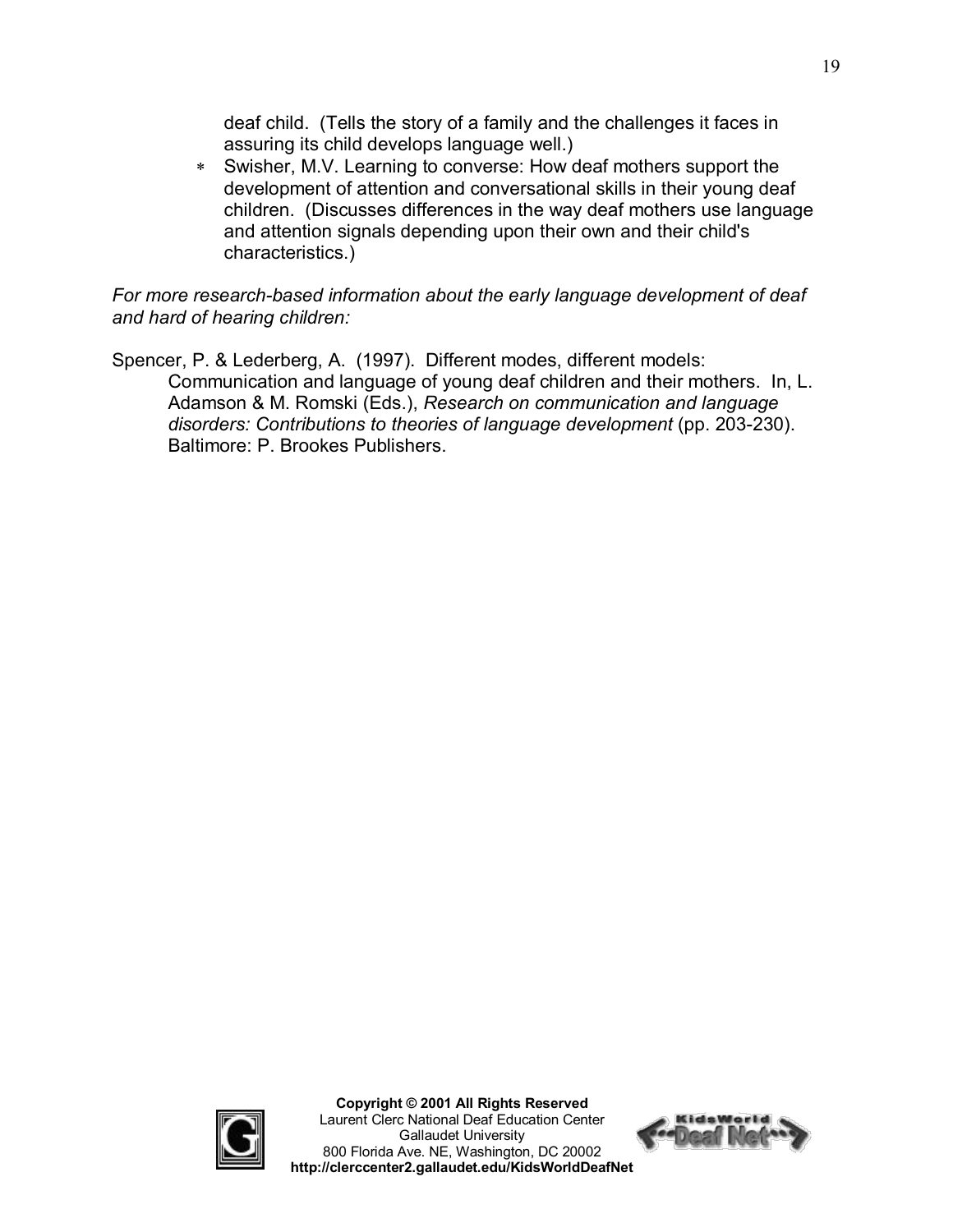deaf child. (Tells the story of a family and the challenges it faces in assuring its child develops language well.)

* Swisher, M.V. Learning to converse: How deaf mothers support the development of attention and conversational skills in their young deaf children. (Discusses differences in the way deaf mothers use language and attention signals depending upon their own and their child's characteristics.)

*For more research-based information about the early language development of deaf and hard of hearing children:*

Spencer, P. & Lederberg, A. (1997). Different modes, different models: Communication and language of young deaf children and their mothers. In, L. Adamson & M. Romski (Eds.), *Research on communication and language disorders: Contributions to theories of language development* (pp. 203-230). Baltimore: P. Brookes Publishers.